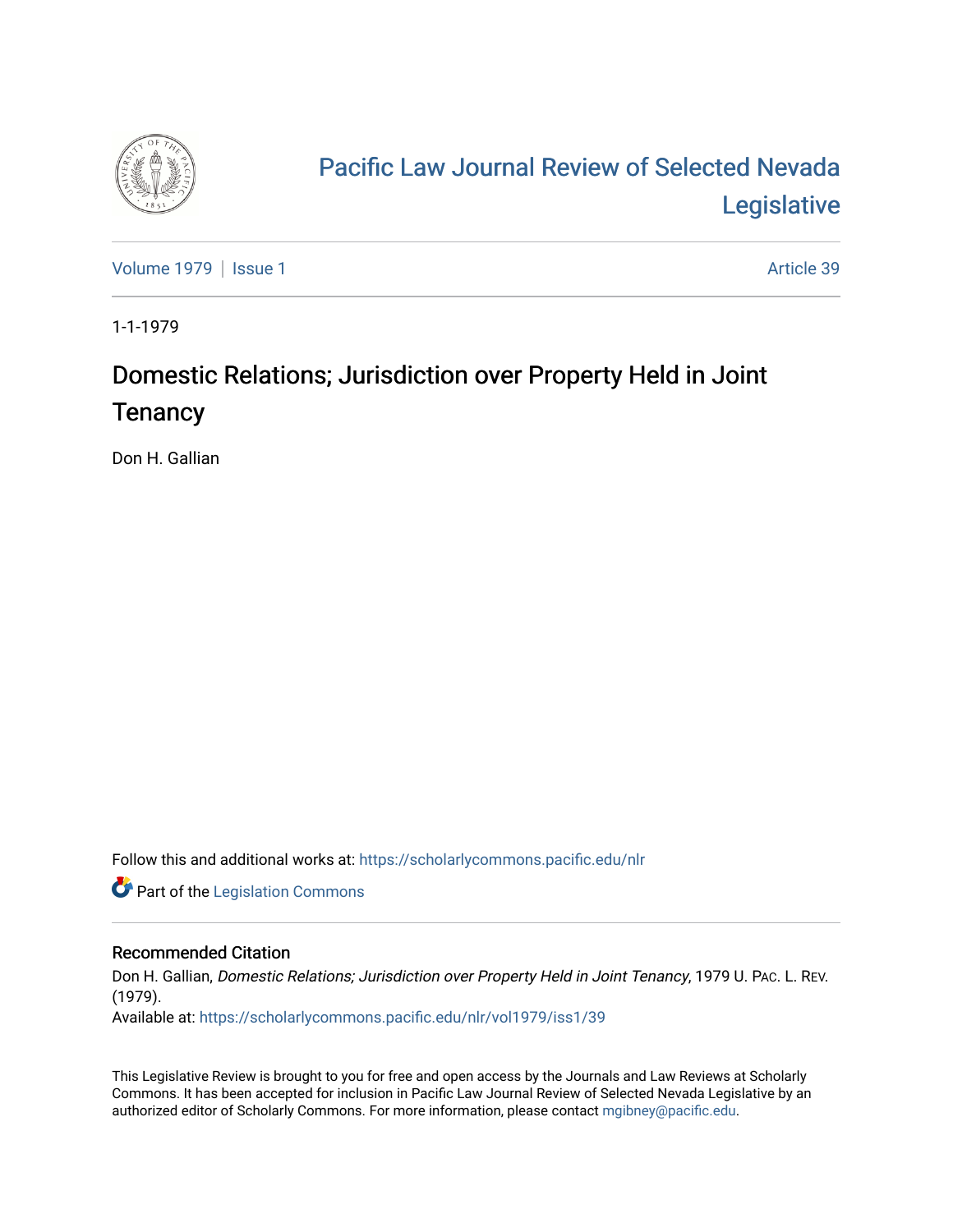# Pacific Law Journal Review of Selected Nevada Legislative

Volume 1979 | Issue 1 Article 39

1-1-1979

## Domestic Relations; Jurisdiction over Property Held in Joint Tenancy

Don H. Gallian

Follow this and additional works at: https://scholarlycommons.pacific.edu/nlr

Part of the Legislation Commons

### Recommended Citation

Don H. Gallian, *Domestic Relations; Jurisdiction over Property Held in Joint Tenancy*, 1979 U. PAC. L. REV. (1979).
Available at: https://scholarlycommons.pacific.edu/nlr/vol1979/iss1/39

This Legislative Review is brought to you for free and open access by the Journals and Law Reviews at Scholarly Commons. It has been accepted for inclusion in Pacific Law Journal Review of Selected Nevada Legislative by an authorized editor of Scholarly Commons. For more information, please contact mgibney@pacific.edu.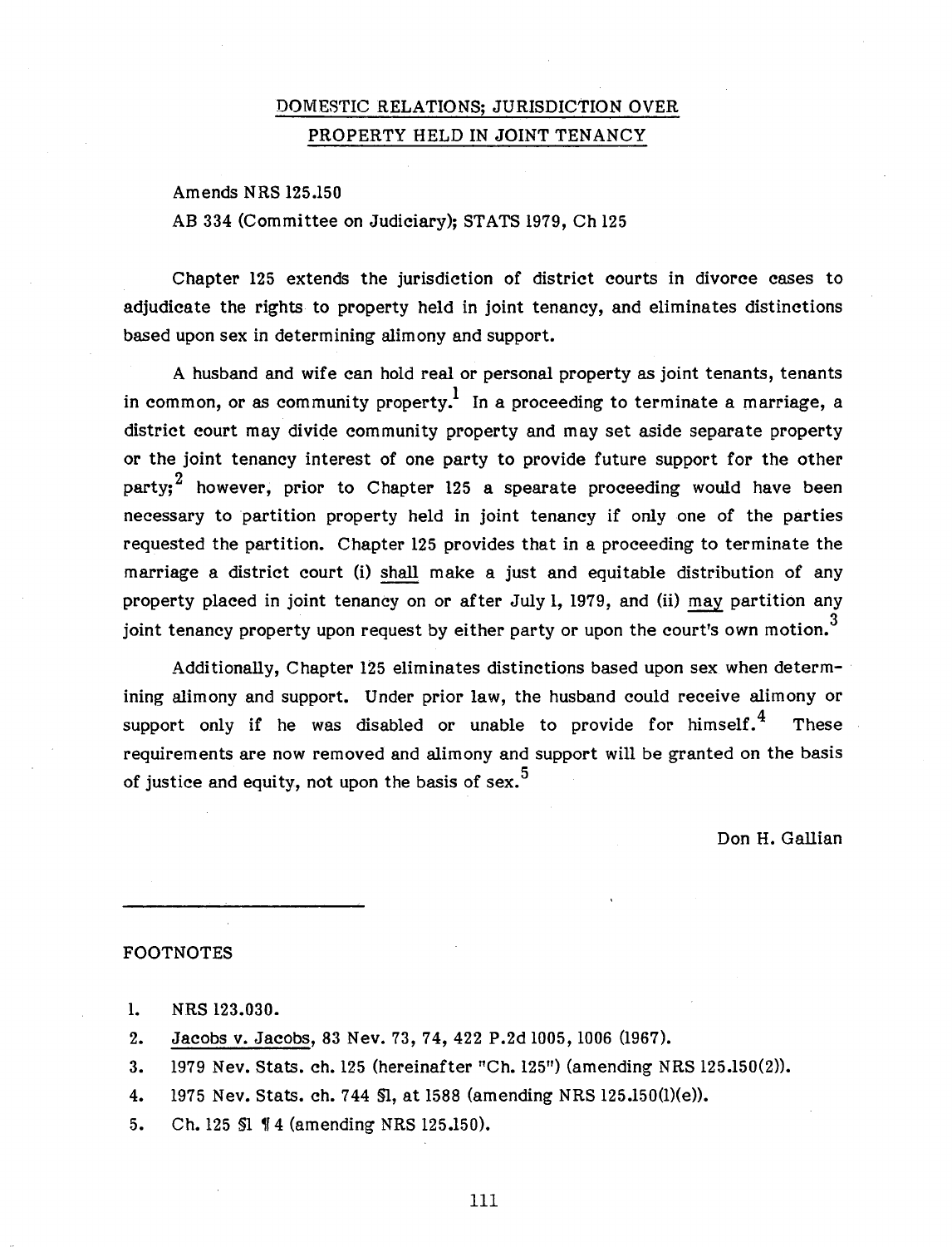## DOMESTIC RELATIONS; JURISDICTION OVER PROPERTY HELD IN JOINT TENANCY

Amends NRS 125.150
AB 334 (Committee on Judiciary); STATS 1979, Ch 125

Chapter 125 extends the jurisdiction of district courts in divorce cases to adjudicate the rights to property held in joint tenancy, and eliminates distinctions based upon sex in determining alimony and support.

A husband and wife can hold real or personal property as joint tenants, tenants in common, or as community property.[1] In a proceeding to terminate a marriage, a district court may divide community property and may set aside separate property or the joint tenancy interest of one party to provide future support for the other party;[2] however, prior to Chapter 125 a spearate proceeding would have been necessary to partition property held in joint tenancy if only one of the parties requested the partition. Chapter 125 provides that in a proceeding to terminate the marriage a district court (i) <u>shall</u> make a just and equitable distribution of any property placed in joint tenancy on or after July 1, 1979, and (ii) <u>may</u> partition any joint tenancy property upon request by either party or upon the court's own motion.[3]

Additionally, Chapter 125 eliminates distinctions based upon sex when determining alimony and support. Under prior law, the husband could receive alimony or support only if he was disabled or unable to provide for himself.[4] These requirements are now removed and alimony and support will be granted on the basis of justice and equity, not upon the basis of sex.[5]

Don H. Gallian

---

FOOTNOTES

1. NRS 123.030.
2. <u>Jacobs v. Jacobs</u>, 83 Nev. 73, 74, 422 P.2d 1005, 1006 (1967).
3. 1979 Nev. Stats. ch. 125 (hereinafter "Ch. 125") (amending NRS 125.150(2)).
4. 1975 Nev. Stats. ch. 744 §1, at 1588 (amending NRS 125.150(1)(e)).
5. Ch. 125 §1 ¶ 4 (amending NRS 125.150).